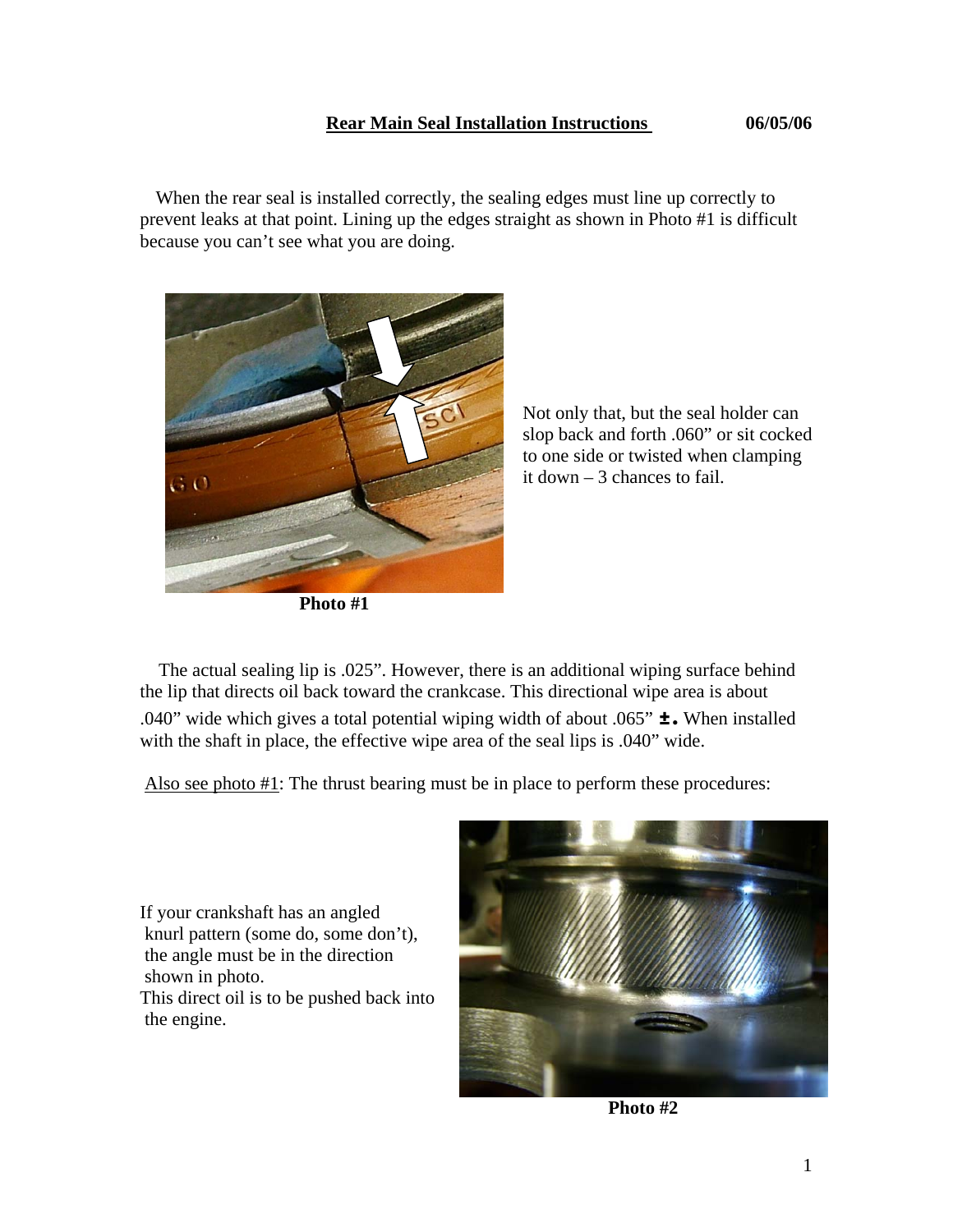**Rear Main Seal Installation Instructions** **06/05/06**

When the rear seal is installed correctly, the sealing edges must line up correctly to prevent leaks at that point. Lining up the edges straight as shown in Photo #1 is difficult because you can't see what you are doing.

**Photo #1**

Not only that, but the seal holder can slop back and forth .060" or sit cocked to one side or twisted when clamping it down – 3 chances to fail.

The actual sealing lip is .025". However, there is an additional wiping surface behind the lip that directs oil back toward the crankcase. This directional wipe area is about .040" wide which gives a total potential wiping width of about .065" **±.** When installed with the shaft in place, the effective wipe area of the seal lips is .040" wide.

Also see photo #1: The thrust bearing must be in place to perform these procedures:

If your crankshaft has an angled knurl pattern (some do, some don't), the angle must be in the direction shown in photo.
This direct oil is to be pushed back into the engine.

**Photo #2**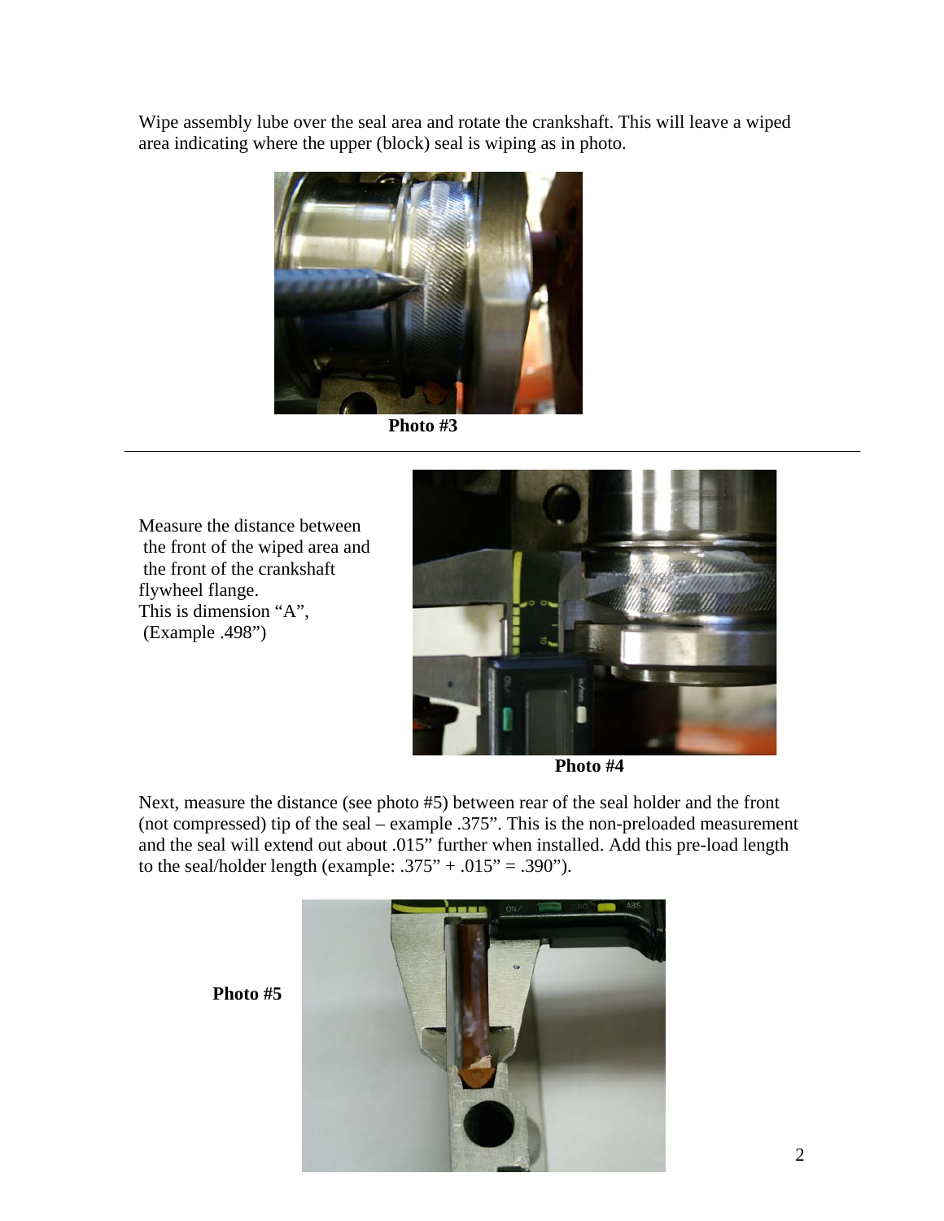Wipe assembly lube over the seal area and rotate the crankshaft. This will leave a wiped area indicating where the upper (block) seal is wiping as in photo.

**Photo #3**

---

Measure the distance between the front of the wiped area and the front of the crankshaft flywheel flange.
This is dimension "A",
(Example .498")

**Photo #4**

Next, measure the distance (see photo #5) between rear of the seal holder and the front (not compressed) tip of the seal – example .375". This is the non-preloaded measurement and the seal will extend out about .015" further when installed. Add this pre-load length to the seal/holder length (example: .375" + .015" = .390").

**Photo #5**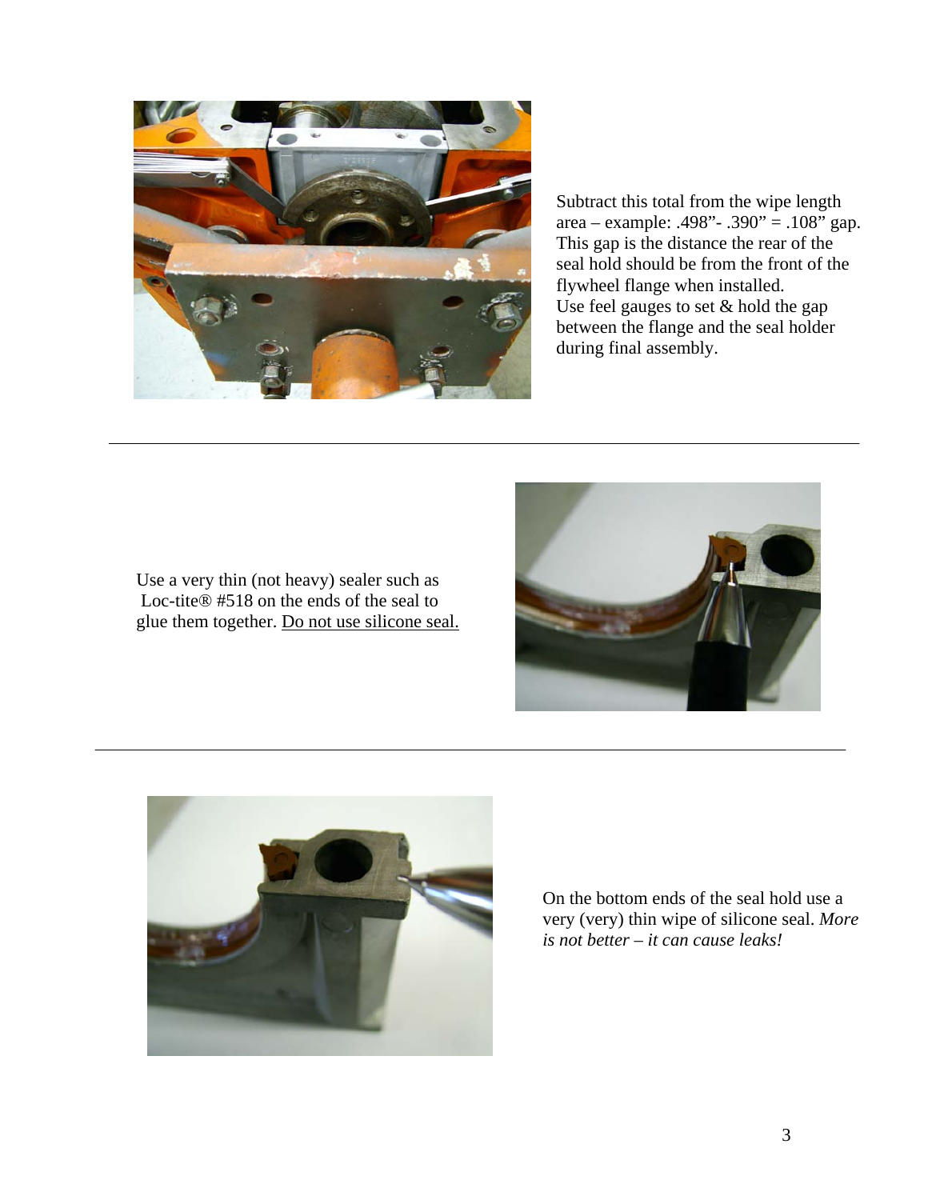Subtract this total from the wipe length area – example: .498"- .390" = .108" gap. This gap is the distance the rear of the seal hold should be from the front of the flywheel flange when installed. Use feel gauges to set & hold the gap between the flange and the seal holder during final assembly.

---

Use a very thin (not heavy) sealer such as Loc-tite® #518 on the ends of the seal to glue them together. <u>Do not use silicone seal.</u>

---

On the bottom ends of the seal hold use a very (very) thin wipe of silicone seal. *More is not better – it can cause leaks!*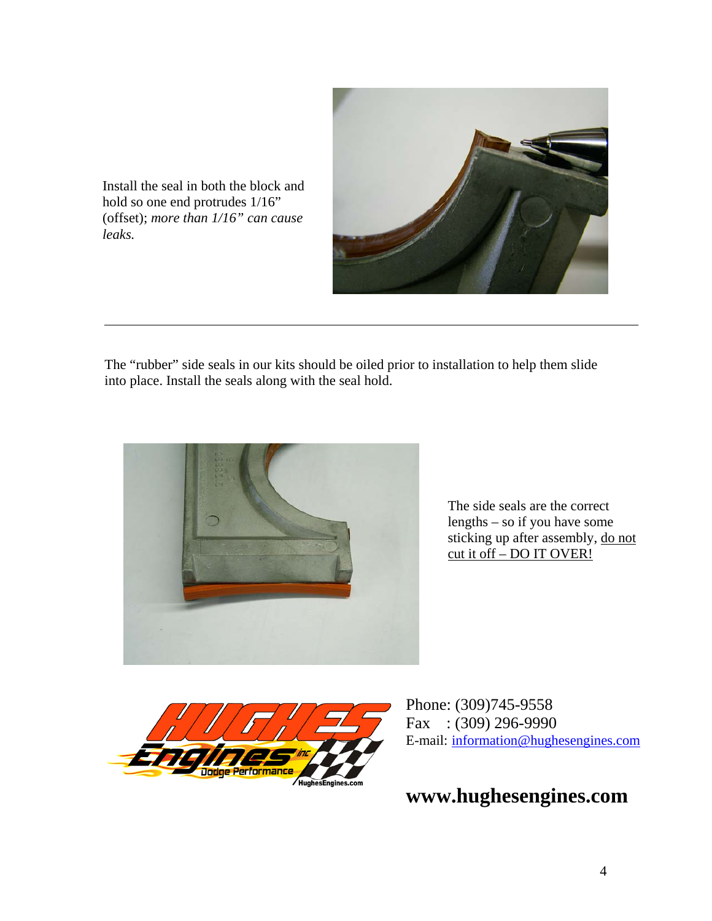Install the seal in both the block and hold so one end protrudes 1/16" (offset); *more than 1/16" can cause leaks.*

---

The "rubber" side seals in our kits should be oiled prior to installation to help them slide into place. Install the seals along with the seal hold.

The side seals are the correct lengths – so if you have some sticking up after assembly, do not cut it off – DO IT OVER!

Phone: (309)745-9558
Fax : (309) 296-9990
E-mail: information@hughesengines.com

**www.hughesengines.com**